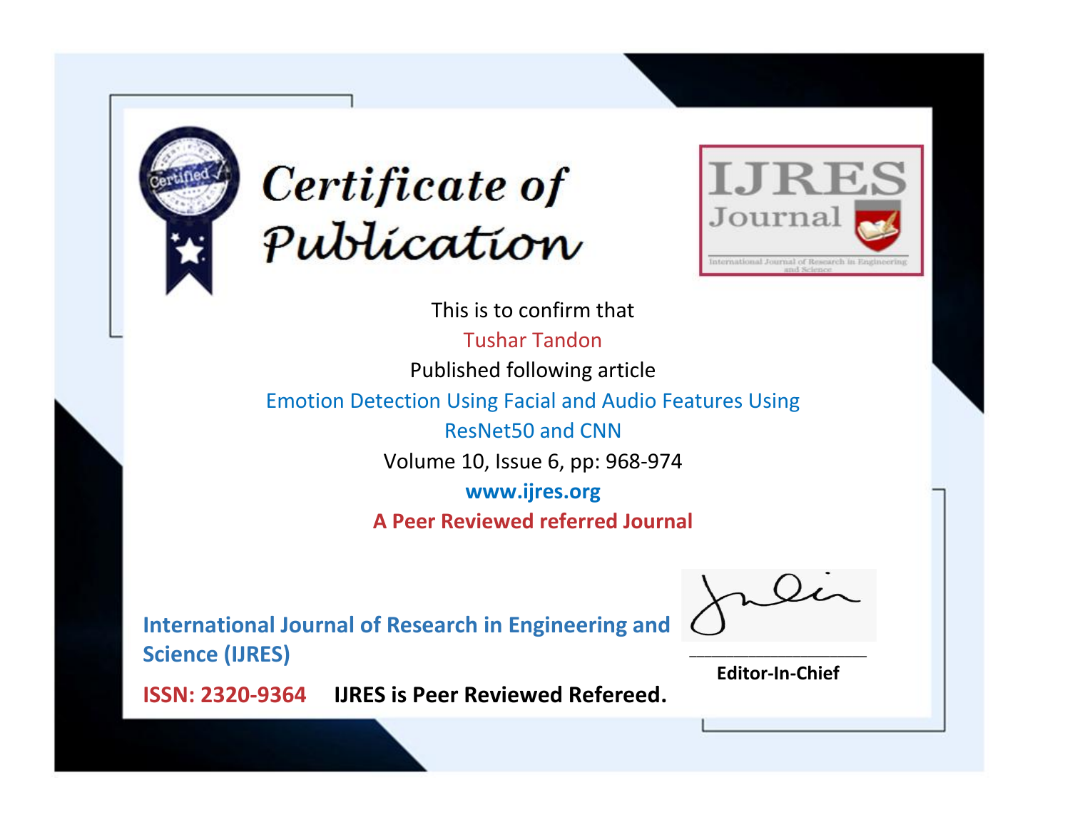# Certificate of Publication

IJRES Journal

International Journal of Research in Engineering and Science

This is to confirm that

Tushar Tandon

Published following article

Emotion Detection Using Facial and Audio Features Using ResNet50 and CNN

Volume 10, Issue 6, pp: 968-974

**www.ijres.org**

**A Peer Reviewed referred Journal**

**International Journal of Research in Engineering and Science (IJRES)**

**ISSN: 2320-9364** **IJRES is Peer Reviewed Refereed.**

**Editor-In-Chief**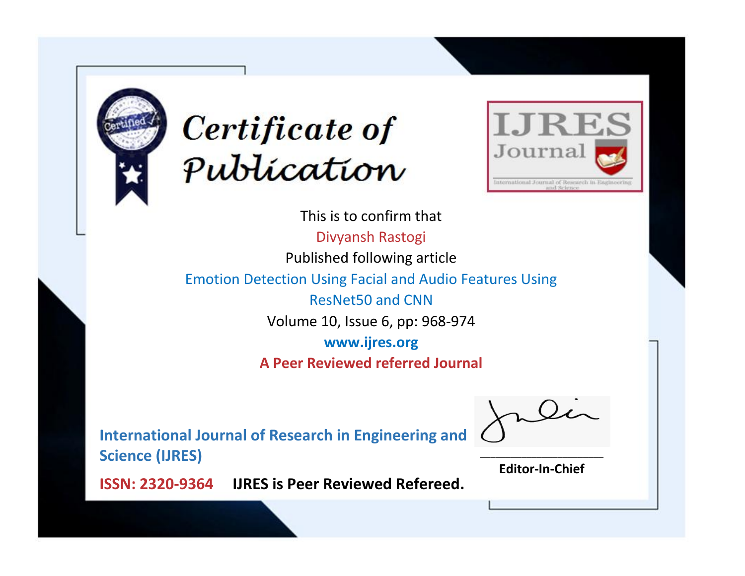# Certificate of Publication

IJRES Journal

International Journal of Research in Engineering and Science

This is to confirm that

Divyansh Rastogi

Published following article

Emotion Detection Using Facial and Audio Features Using ResNet50 and CNN

Volume 10, Issue 6, pp: 968-974

www.ijres.org

**A Peer Reviewed referred Journal**

**International Journal of Research in Engineering and Science (IJRES)**

**ISSN: 2320-9364** **IJRES is Peer Reviewed Refereed.**

**Editor-In-Chief**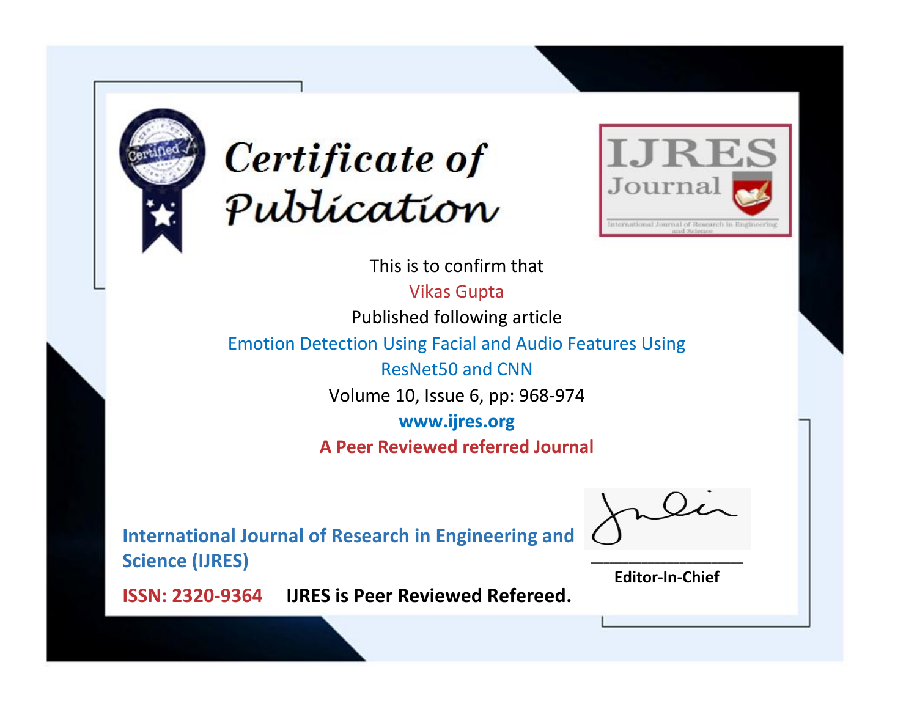# Certificate of Publication

**IJRES Journal**

International Journal of Research in Engineering and Science

This is to confirm that

Vikas Gupta

Published following article

Emotion Detection Using Facial and Audio Features Using ResNet50 and CNN

Volume 10, Issue 6, pp: 968-974

**www.ijres.org**

**A Peer Reviewed referred Journal**

**International Journal of Research in Engineering and Science (IJRES)**

**ISSN: 2320-9364** **IJRES is Peer Reviewed Refereed.**

**Editor-In-Chief**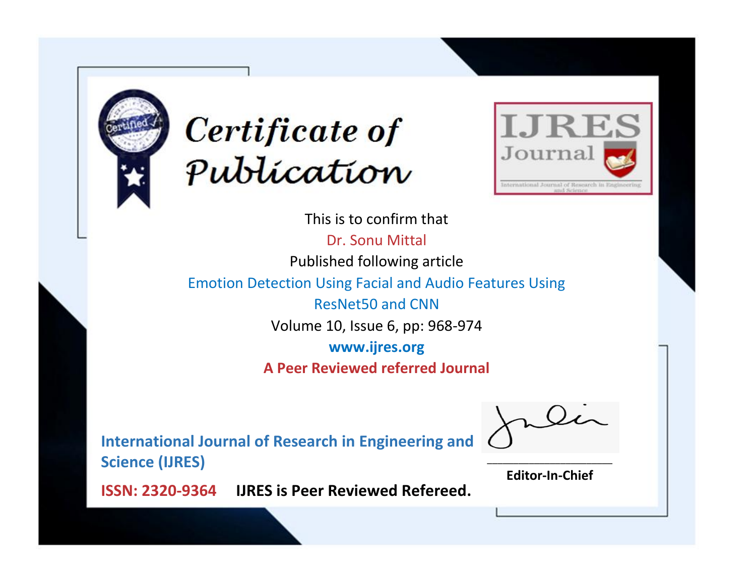# Certificate of Publication

IJRES Journal

International Journal of Research in Engineering and Science

This is to confirm that

Dr. Sonu Mittal

Published following article

Emotion Detection Using Facial and Audio Features Using ResNet50 and CNN

Volume 10, Issue 6, pp: 968-974

**www.ijres.org**

**A Peer Reviewed referred Journal**

**International Journal of Research in Engineering and Science (IJRES)**

**ISSN: 2320-9364** **IJRES is Peer Reviewed Refereed.**

**Editor-In-Chief**